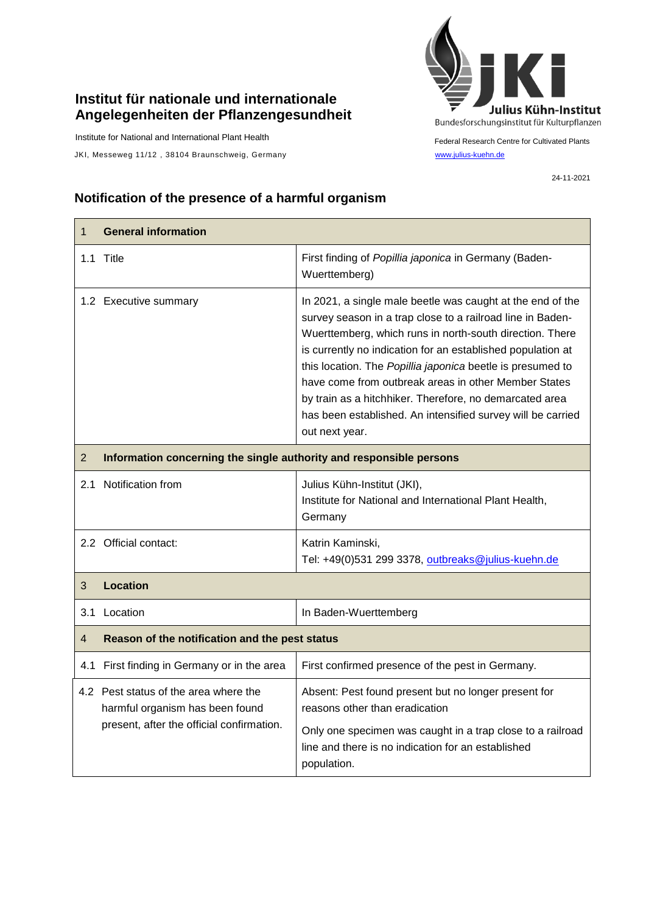**Institut für nationale und internationale Angelegenheiten der Pflanzengesundheit**

Institute for National and International Plant Health

JKI, Messeweg 11/12 , 38104 Braunschweig, Germany

Julius Kühn-Institut

Bundesforschungsinstitut für Kulturpflanzen

Federal Research Centre for Cultivated Plants

www.julius-kuehn.de

24-11-2021

## Notification of the presence of a harmful organism

| 1 **General information** | |
|---|---|
| 1.1 Title | First finding of *Popillia japonica* in Germany (Baden-Wuerttemberg) |
| 1.2 Executive summary | In 2021, a single male beetle was caught at the end of the survey season in a trap close to a railroad line in Baden-Wuerttemberg, which runs in north-south direction. There is currently no indication for an established population at this location. The *Popillia japonica* beetle is presumed to have come from outbreak areas in other Member States by train as a hitchhiker. Therefore, no demarcated area has been established. An intensified survey will be carried out next year. |
| 2 **Information concerning the single authority and responsible persons** | |
| 2.1 Notification from | Julius Kühn-Institut (JKI), Institute for National and International Plant Health, Germany |
| 2.2 Official contact: | Katrin Kaminski, Tel: +49(0)531 299 3378, outbreaks@julius-kuehn.de |
| 3 **Location** | |
| 3.1 Location | In Baden-Wuerttemberg |
| 4 **Reason of the notification and the pest status** | |
| 4.1 First finding in Germany or in the area | First confirmed presence of the pest in Germany. |
| 4.2 Pest status of the area where the harmful organism has been found present, after the official confirmation. | Absent: Pest found present but no longer present for reasons other than eradication<br><br>Only one specimen was caught in a trap close to a railroad line and there is no indication for an established population. |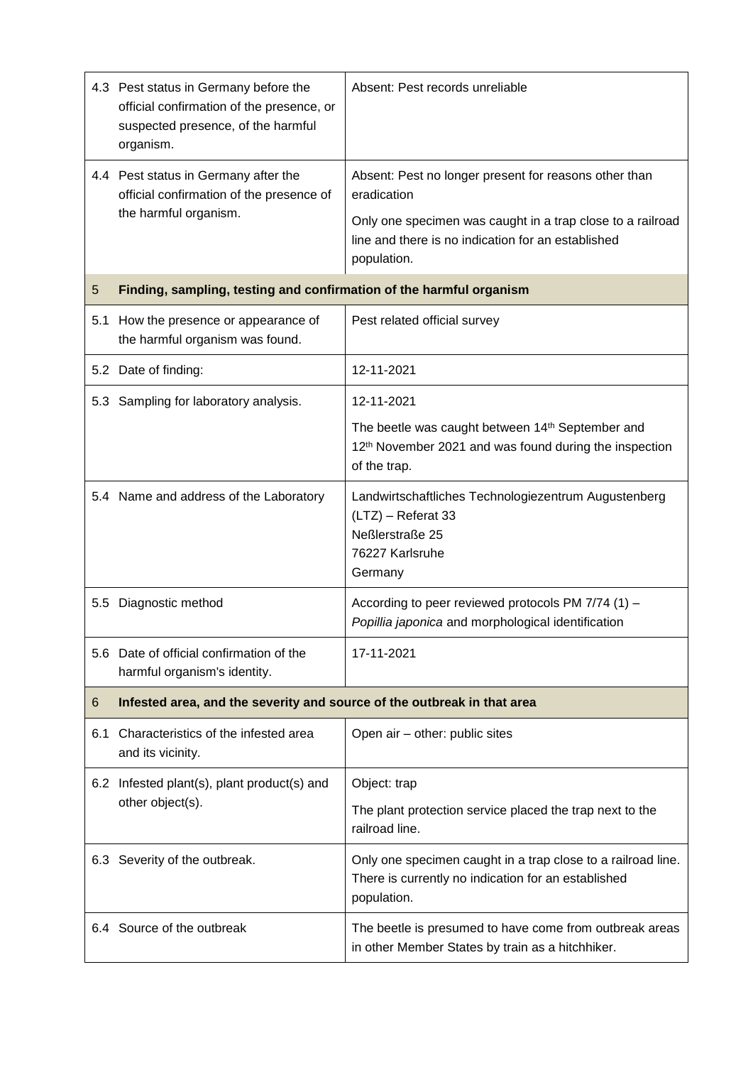| | | |
|---|---|---|
| 4.3 | Pest status in Germany before the official confirmation of the presence, or suspected presence, of the harmful organism. | Absent: Pest records unreliable |
| 4.4 | Pest status in Germany after the official confirmation of the presence of the harmful organism. | Absent: Pest no longer present for reasons other than eradication<br><br>Only one specimen was caught in a trap close to a railroad line and there is no indication for an established population. |
| **5** | **Finding, sampling, testing and confirmation of the harmful organism** | |
| 5.1 | How the presence or appearance of the harmful organism was found. | Pest related official survey |
| 5.2 | Date of finding: | 12-11-2021 |
| 5.3 | Sampling for laboratory analysis. | 12-11-2021<br><br>The beetle was caught between 14th September and 12th November 2021 and was found during the inspection of the trap. |
| 5.4 | Name and address of the Laboratory | Landwirtschaftliches Technologiezentrum Augustenberg (LTZ) – Referat 33<br>Neßlerstraße 25<br>76227 Karlsruhe<br>Germany |
| 5.5 | Diagnostic method | According to peer reviewed protocols PM 7/74 (1) – *Popillia japonica* and morphological identification |
| 5.6 | Date of official confirmation of the harmful organism's identity. | 17-11-2021 |
| **6** | **Infested area, and the severity and source of the outbreak in that area** | |
| 6.1 | Characteristics of the infested area and its vicinity. | Open air – other: public sites |
| 6.2 | Infested plant(s), plant product(s) and other object(s). | Object: trap<br><br>The plant protection service placed the trap next to the railroad line. |
| 6.3 | Severity of the outbreak. | Only one specimen caught in a trap close to a railroad line. There is currently no indication for an established population. |
| 6.4 | Source of the outbreak | The beetle is presumed to have come from outbreak areas in other Member States by train as a hitchhiker. |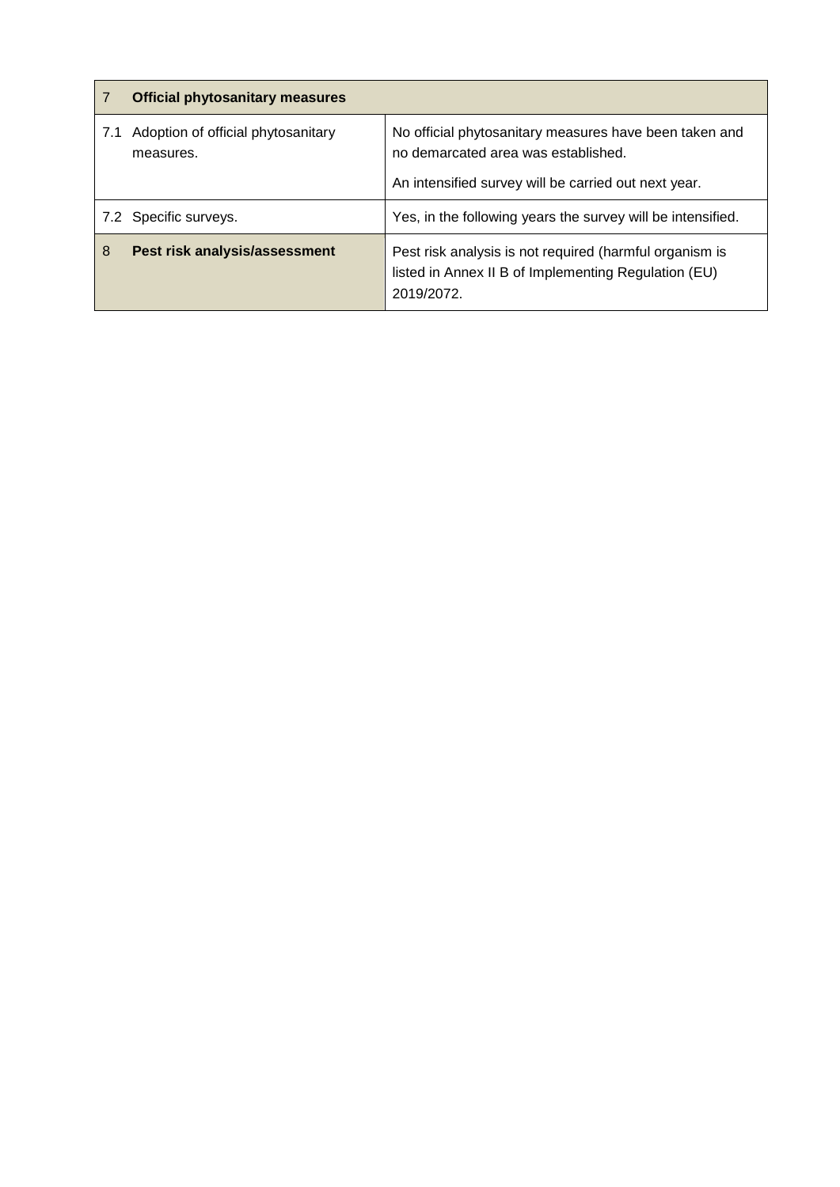| | | |
|---|---|---|
| 7 | **Official phytosanitary measures** | |
| 7.1 | Adoption of official phytosanitary measures. | No official phytosanitary measures have been taken and no demarcated area was established.<br><br>An intensified survey will be carried out next year. |
| 7.2 | Specific surveys. | Yes, in the following years the survey will be intensified. |
| 8 | **Pest risk analysis/assessment** | Pest risk analysis is not required (harmful organism is listed in Annex II B of Implementing Regulation (EU) 2019/2072. |